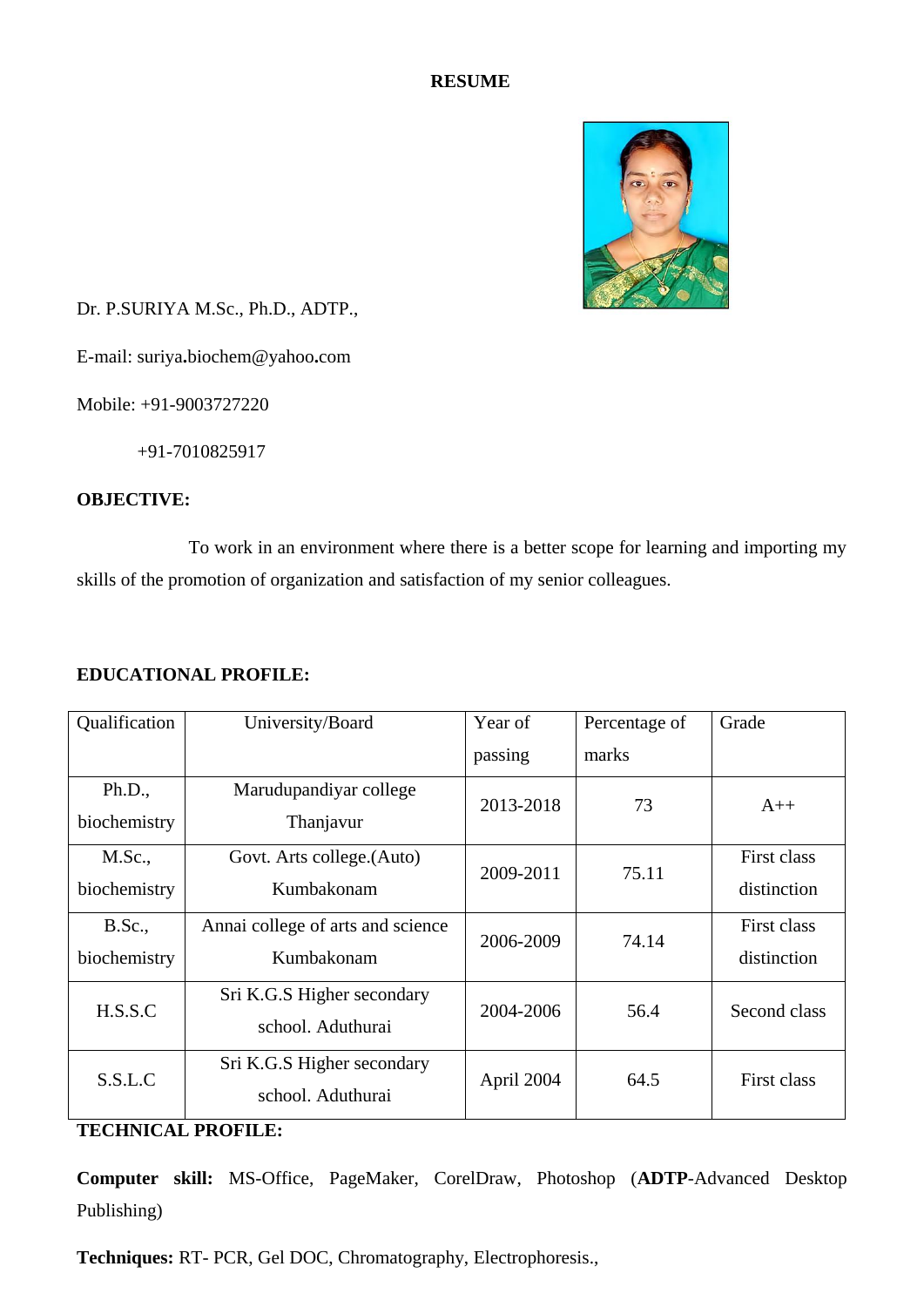# RESUME

Dr. P.SURIYA M.Sc., Ph.D., ADTP.,

E-mail: suriya.biochem@yahoo.com

Mobile: +91-9003727220

+91-7010825917

**OBJECTIVE:**

To work in an environment where there is a better scope for learning and importing my skills of the promotion of organization and satisfaction of my senior colleagues.

**EDUCATIONAL PROFILE:**

| Qualification | University/Board | Year of passing | Percentage of marks | Grade |
|---|---|---|---|---|
| Ph.D., biochemistry | Marudupandiyar college Thanjavur | 2013-2018 | 73 | A++ |
| M.Sc., biochemistry | Govt. Arts college.(Auto) Kumbakonam | 2009-2011 | 75.11 | First class distinction |
| B.Sc., biochemistry | Annai college of arts and science Kumbakonam | 2006-2009 | 74.14 | First class distinction |
| H.S.S.C | Sri K.G.S Higher secondary school. Aduthurai | 2004-2006 | 56.4 | Second class |
| S.S.L.C | Sri K.G.S Higher secondary school. Aduthurai | April 2004 | 64.5 | First class |

**TECHNICAL PROFILE:**

**Computer skill:** MS-Office, PageMaker, CorelDraw, Photoshop (**ADTP**-Advanced Desktop Publishing)

**Techniques:** RT- PCR, Gel DOC, Chromatography, Electrophoresis.,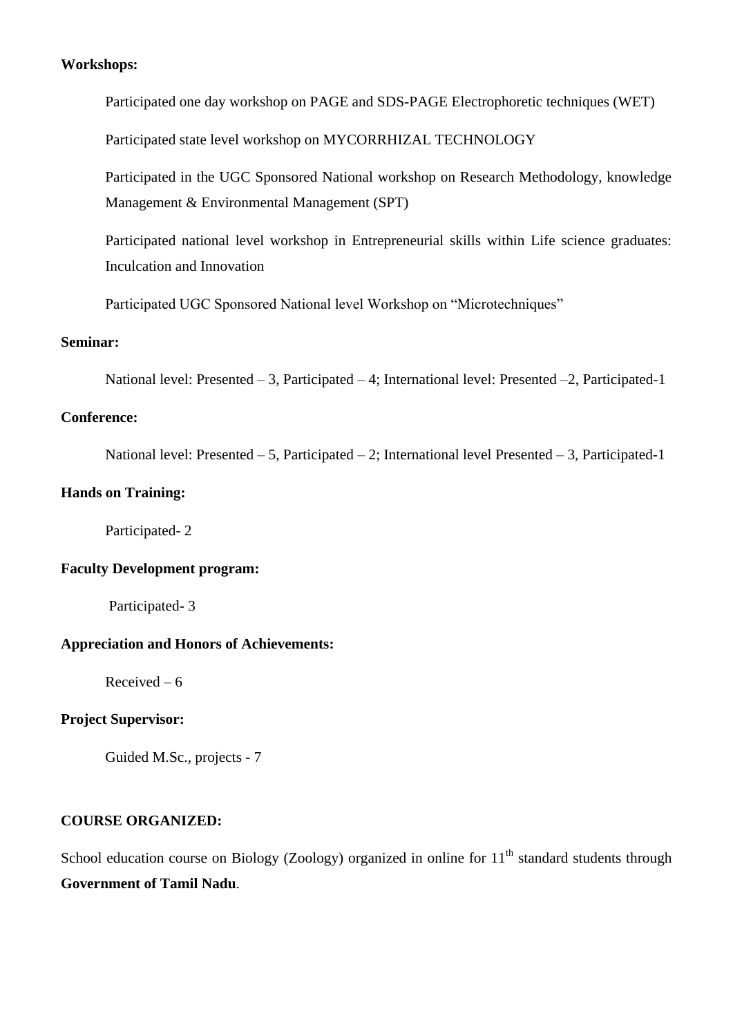**Workshops:**

Participated one day workshop on PAGE and SDS-PAGE Electrophoretic techniques (WET)

Participated state level workshop on MYCORRHIZAL TECHNOLOGY

Participated in the UGC Sponsored National workshop on Research Methodology, knowledge Management & Environmental Management (SPT)

Participated national level workshop in Entrepreneurial skills within Life science graduates: Inculcation and Innovation

Participated UGC Sponsored National level Workshop on “Microtechniques”

**Seminar:**

National level: Presented – 3, Participated – 4; International level: Presented –2, Participated-1

**Conference:**

National level: Presented – 5, Participated – 2; International level Presented – 3, Participated-1

**Hands on Training:**

Participated- 2

**Faculty Development program:**

Participated- 3

**Appreciation and Honors of Achievements:**

Received – 6

**Project Supervisor:**

Guided M.Sc., projects - 7

**COURSE ORGANIZED:**

School education course on Biology (Zoology) organized in online for 11th standard students through **Government of Tamil Nadu**.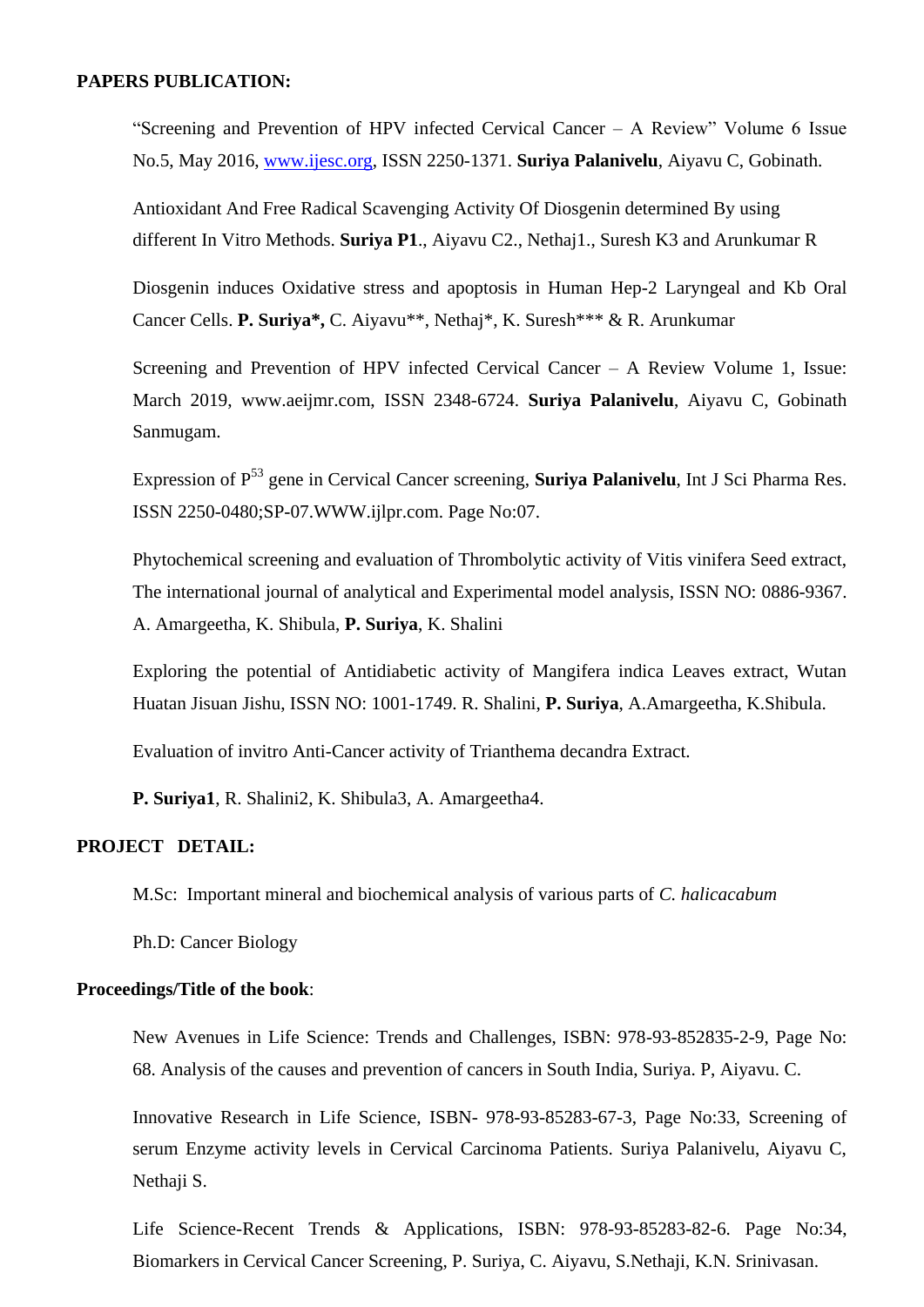**PAPERS PUBLICATION:**

"Screening and Prevention of HPV infected Cervical Cancer – A Review" Volume 6 Issue No.5, May 2016, [www.ijesc.org](http://www.ijesc.org), ISSN 2250-1371. **Suriya Palanivelu**, Aiyavu C, Gobinath.

Antioxidant And Free Radical Scavenging Activity Of Diosgenin determined By using different In Vitro Methods. **Suriya P1**., Aiyavu C2., Nethaj1., Suresh K3 and Arunkumar R

Diosgenin induces Oxidative stress and apoptosis in Human Hep-2 Laryngeal and Kb Oral Cancer Cells. **P. Suriya\*,** C. Aiyavu\*\*, Nethaj\*, K. Suresh\*\*\* & R. Arunkumar

Screening and Prevention of HPV infected Cervical Cancer – A Review Volume 1, Issue: March 2019, www.aeijmr.com, ISSN 2348-6724. **Suriya Palanivelu**, Aiyavu C, Gobinath Sanmugam.

Expression of $P^{53}$ gene in Cervical Cancer screening, **Suriya Palanivelu**, Int J Sci Pharma Res. ISSN 2250-0480;SP-07.WWW.ijlpr.com. Page No:07.

Phytochemical screening and evaluation of Thrombolytic activity of Vitis vinifera Seed extract, The international journal of analytical and Experimental model analysis, ISSN NO: 0886-9367. A. Amargeetha, K. Shibula, **P. Suriya**, K. Shalini

Exploring the potential of Antidiabetic activity of Mangifera indica Leaves extract, Wutan Huatan Jisuan Jishu, ISSN NO: 1001-1749. R. Shalini, **P. Suriya**, A.Amargeetha, K.Shibula.

Evaluation of invitro Anti-Cancer activity of Trianthema decandra Extract.

**P. Suriya1**, R. Shalini2, K. Shibula3, A. Amargeetha4.

**PROJECT DETAIL:**

M.Sc: Important mineral and biochemical analysis of various parts of *C. halicacabum*

Ph.D: Cancer Biology

**Proceedings/Title of the book**:

New Avenues in Life Science: Trends and Challenges, ISBN: 978-93-852835-2-9, Page No: 68. Analysis of the causes and prevention of cancers in South India, Suriya. P, Aiyavu. C.

Innovative Research in Life Science, ISBN- 978-93-85283-67-3, Page No:33, Screening of serum Enzyme activity levels in Cervical Carcinoma Patients. Suriya Palanivelu, Aiyavu C, Nethaji S.

Life Science-Recent Trends & Applications, ISBN: 978-93-85283-82-6. Page No:34, Biomarkers in Cervical Cancer Screening, P. Suriya, C. Aiyavu, S.Nethaji, K.N. Srinivasan.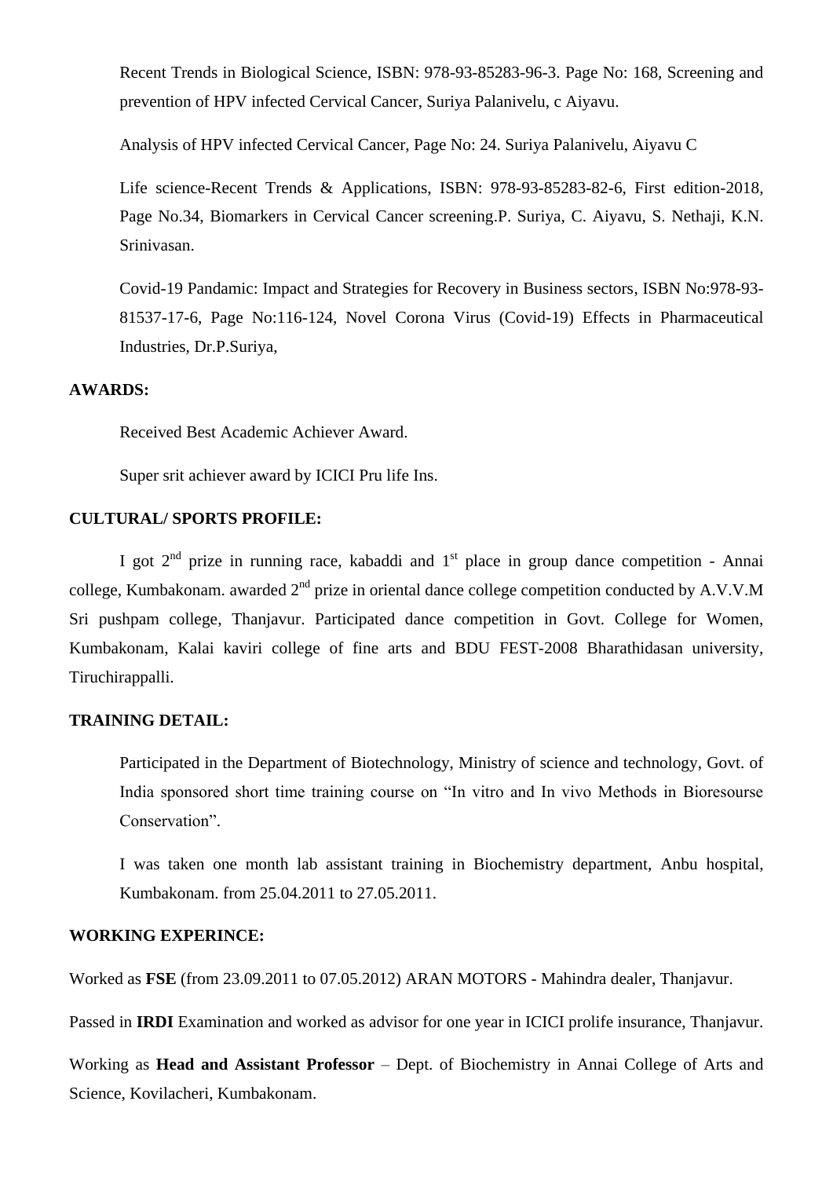Recent Trends in Biological Science, ISBN: 978-93-85283-96-3. Page No: 168, Screening and prevention of HPV infected Cervical Cancer, Suriya Palanivelu, c Aiyavu.

Analysis of HPV infected Cervical Cancer, Page No: 24. Suriya Palanivelu, Aiyavu C

Life science-Recent Trends & Applications, ISBN: 978-93-85283-82-6, First edition-2018, Page No.34, Biomarkers in Cervical Cancer screening.P. Suriya, C. Aiyavu, S. Nethaji, K.N. Srinivasan.

Covid-19 Pandamic: Impact and Strategies for Recovery in Business sectors, ISBN No:978-93-81537-17-6, Page No:116-124, Novel Corona Virus (Covid-19) Effects in Pharmaceutical Industries, Dr.P.Suriya,

**AWARDS:**

Received Best Academic Achiever Award.

Super srit achiever award by ICICI Pru life Ins.

**CULTURAL/ SPORTS PROFILE:**

I got 2nd prize in running race, kabaddi and 1st place in group dance competition - Annai college, Kumbakonam. awarded 2nd prize in oriental dance college competition conducted by A.V.V.M Sri pushpam college, Thanjavur. Participated dance competition in Govt. College for Women, Kumbakonam, Kalai kaviri college of fine arts and BDU FEST-2008 Bharathidasan university, Tiruchirappalli.

**TRAINING DETAIL:**

Participated in the Department of Biotechnology, Ministry of science and technology, Govt. of India sponsored short time training course on “In vitro and In vivo Methods in Bioresourse Conservation”.

I was taken one month lab assistant training in Biochemistry department, Anbu hospital, Kumbakonam. from 25.04.2011 to 27.05.2011.

**WORKING EXPERINCE:**

Worked as **FSE** (from 23.09.2011 to 07.05.2012) ARAN MOTORS - Mahindra dealer, Thanjavur.

Passed in **IRDI** Examination and worked as advisor for one year in ICICI prolife insurance, Thanjavur.

Working as **Head and Assistant Professor** – Dept. of Biochemistry in Annai College of Arts and Science, Kovilacheri, Kumbakonam.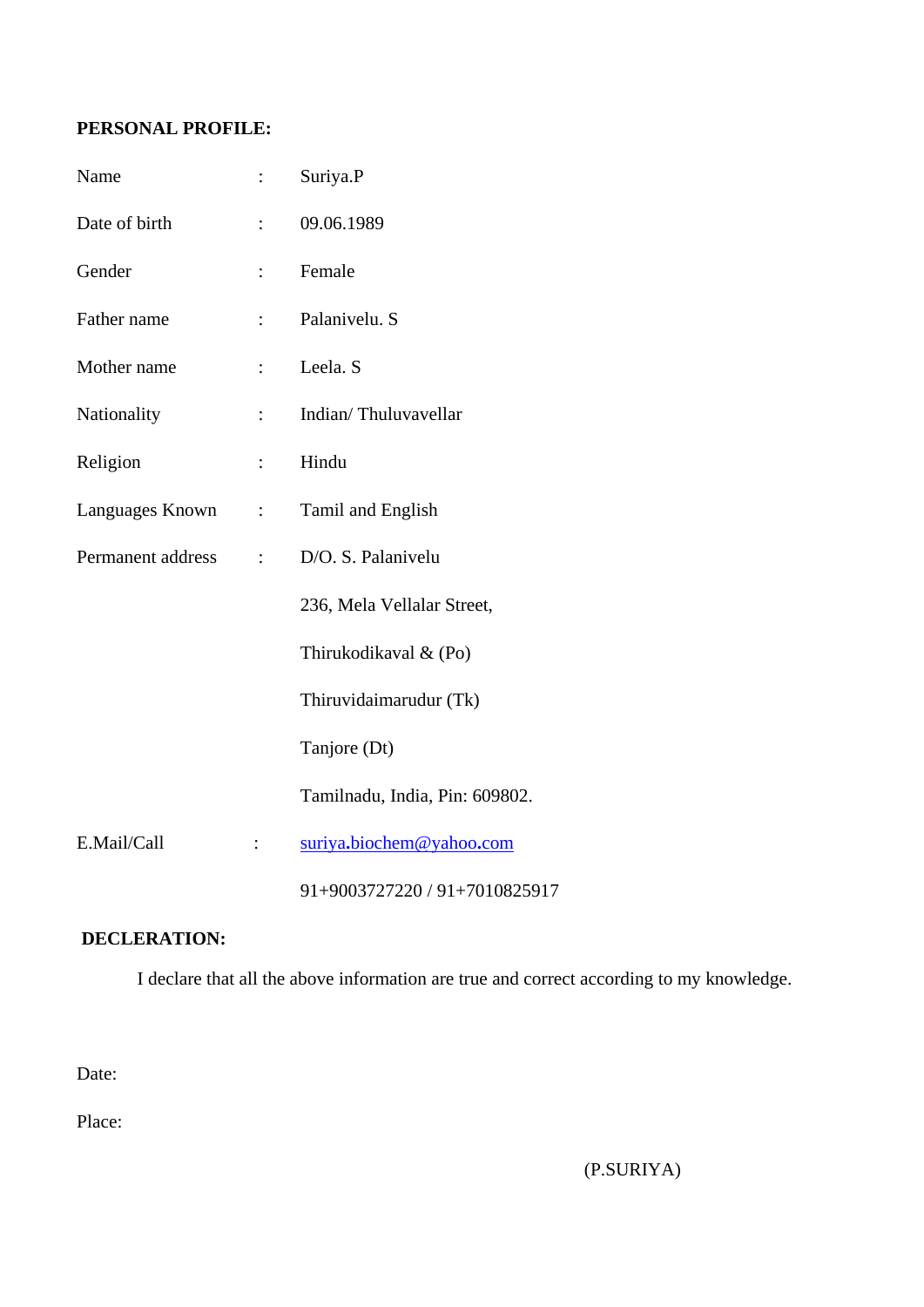**PERSONAL PROFILE:**

| | | |
|---|---|---|
| Name | : | Suriya.P |
| Date of birth | : | 09.06.1989 |
| Gender | : | Female |
| Father name | : | Palanivelu. S |
| Mother name | : | Leela. S |
| Nationality | : | Indian/ Thuluvavellar |
| Religion | : | Hindu |
| Languages Known | : | Tamil and English |
| Permanent address | : | D/O. S. Palanivelu |
| | | 236, Mela Vellalar Street, |
| | | Thirukodikaval & (Po) |
| | | Thiruvidaimarudur (Tk) |
| | | Tanjore (Dt) |
| | | Tamilnadu, India, Pin: 609802. |
| E.Mail/Call | : | suriya.biochem@yahoo.com |
| | | 91+9003727220 / 91+7010825917 |

**DECLERATION:**

I declare that all the above information are true and correct according to my knowledge.

Date:

Place:

(P.SURIYA)